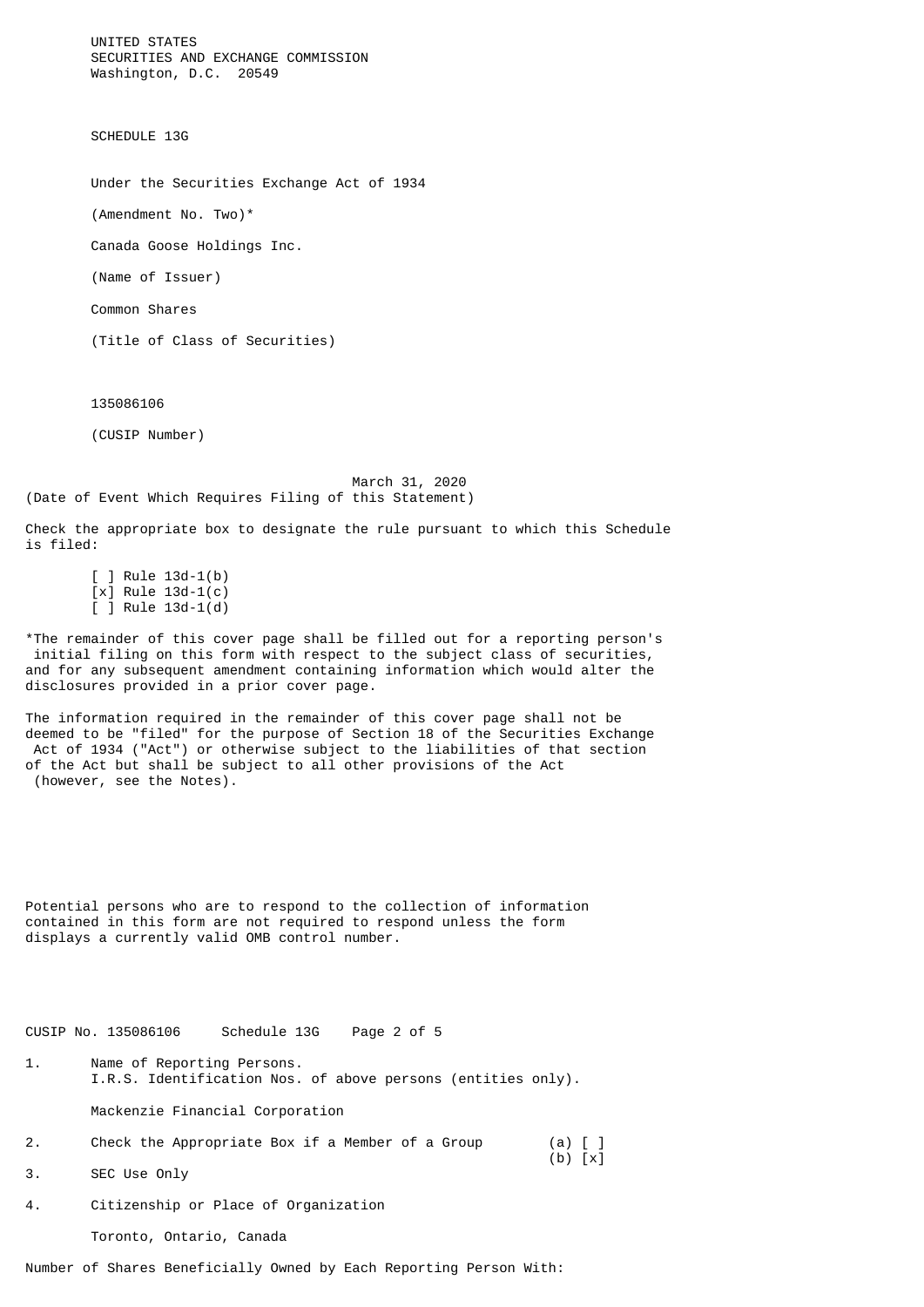UNITED STATES
SECURITIES AND EXCHANGE COMMISSION
Washington, D.C. 20549

# SCHEDULE 13G

Under the Securities Exchange Act of 1934

(Amendment No. Two)*

Canada Goose Holdings Inc.

(Name of Issuer)

Common Shares

(Title of Class of Securities)

135086106

(CUSIP Number)

March 31, 2020
(Date of Event Which Requires Filing of this Statement)

Check the appropriate box to designate the rule pursuant to which this Schedule is filed:

[ ] Rule 13d-1(b)
[x] Rule 13d-1(c)
[ ] Rule 13d-1(d)

*The remainder of this cover page shall be filled out for a reporting person's initial filing on this form with respect to the subject class of securities, and for any subsequent amendment containing information which would alter the disclosures provided in a prior cover page.

The information required in the remainder of this cover page shall not be deemed to be "filed" for the purpose of Section 18 of the Securities Exchange Act of 1934 ("Act") or otherwise subject to the liabilities of that section of the Act but shall be subject to all other provisions of the Act (however, see the Notes).

Potential persons who are to respond to the collection of information contained in this form are not required to respond unless the form displays a currently valid OMB control number.

CUSIP No. 135086106 Schedule 13G Page 2 of 5

1. Name of Reporting Persons.
I.R.S. Identification Nos. of above persons (entities only).

Mackenzie Financial Corporation

2. Check the Appropriate Box if a Member of a Group (a) [ ]
(b) [x]

3. SEC Use Only

4. Citizenship or Place of Organization

Toronto, Ontario, Canada

Number of Shares Beneficially Owned by Each Reporting Person With: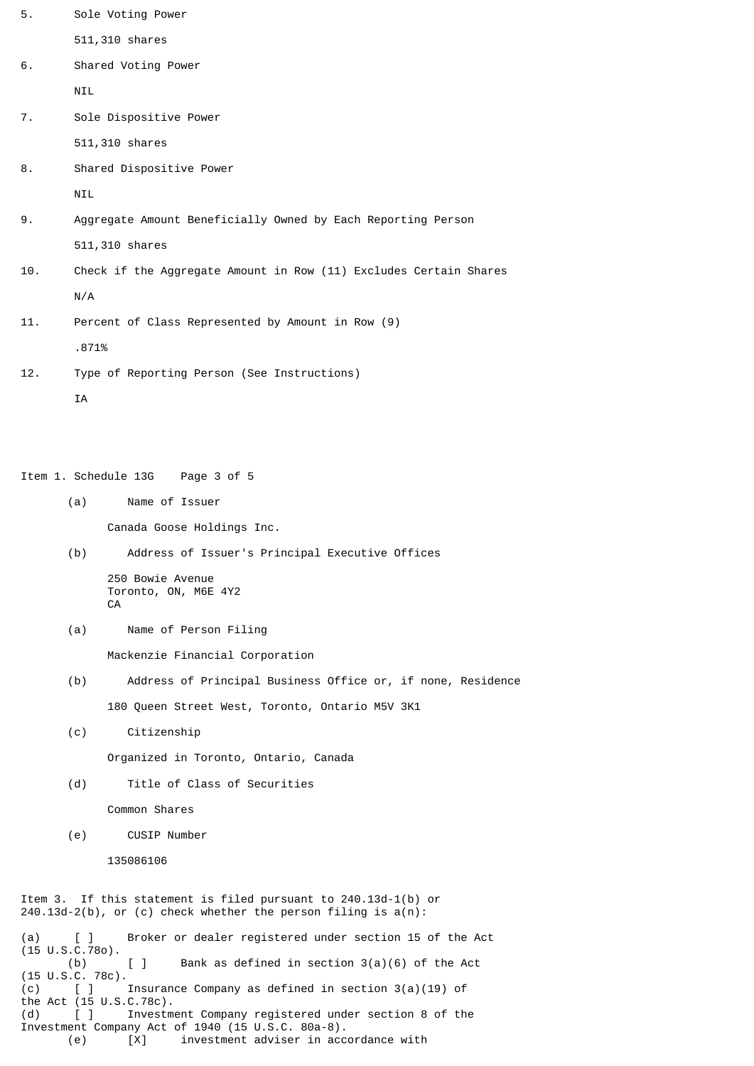5. Sole Voting Power

   511,310 shares

6. Shared Voting Power

   NIL

7. Sole Dispositive Power

   511,310 shares

8. Shared Dispositive Power

   NIL

9. Aggregate Amount Beneficially Owned by Each Reporting Person

   511,310 shares

10. Check if the Aggregate Amount in Row (11) Excludes Certain Shares

    N/A

11. Percent of Class Represented by Amount in Row (9)

    .871%

12. Type of Reporting Person (See Instructions)

    IA

Item 1. Schedule 13G

(a) Name of Issuer

Canada Goose Holdings Inc.

(b) Address of Issuer's Principal Executive Offices

250 Bowie Avenue
Toronto, ON, M6E 4Y2
CA

(a) Name of Person Filing

Mackenzie Financial Corporation

(b) Address of Principal Business Office or, if none, Residence

180 Queen Street West, Toronto, Ontario M5V 3K1

(c) Citizenship

Organized in Toronto, Ontario, Canada

(d) Title of Class of Securities

Common Shares

(e) CUSIP Number

135086106

Item 3. If this statement is filed pursuant to 240.13d-1(b) or 240.13d-2(b), or (c) check whether the person filing is a(n):

(a) [ ] Broker or dealer registered under section 15 of the Act (15 U.S.C.78o).
(b) [ ] Bank as defined in section 3(a)(6) of the Act (15 U.S.C. 78c).
(c) [ ] Insurance Company as defined in section 3(a)(19) of the Act (15 U.S.C.78c).
(d) [ ] Investment Company registered under section 8 of the Investment Company Act of 1940 (15 U.S.C. 80a-8).
(e) [X] investment adviser in accordance with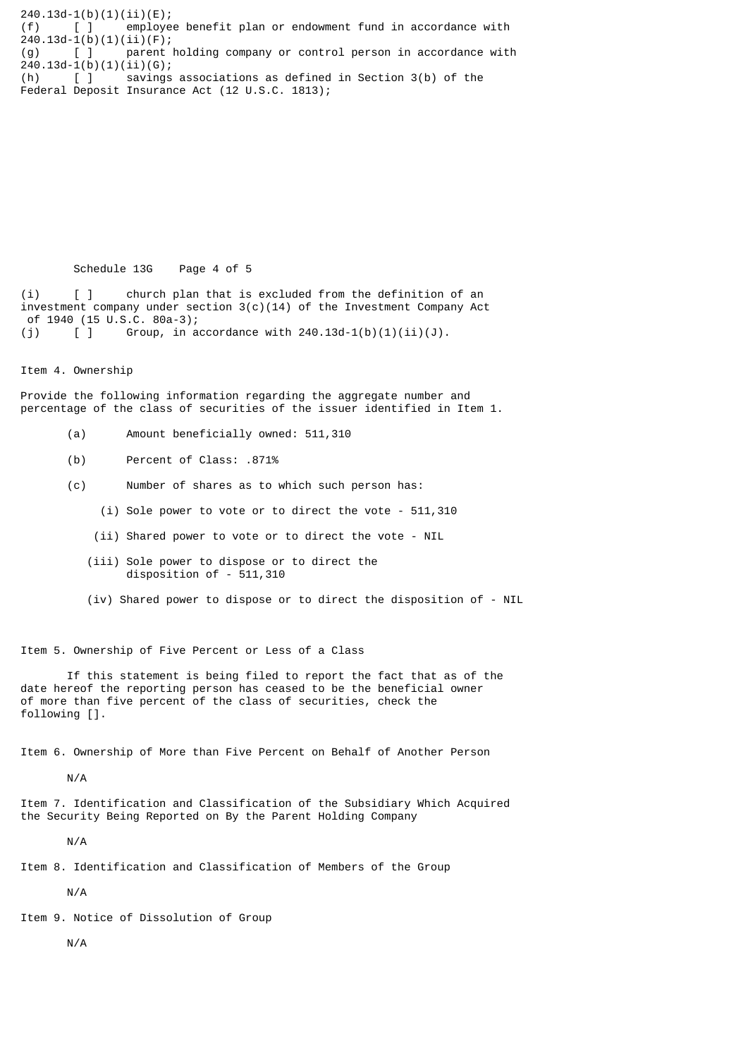240.13d-1(b)(1)(ii)(E);

(f) [ ] employee benefit plan or endowment fund in accordance with 240.13d-1(b)(1)(ii)(F);

(g) [ ] parent holding company or control person in accordance with 240.13d-1(b)(1)(ii)(G);

(h) [ ] savings associations as defined in Section 3(b) of the Federal Deposit Insurance Act (12 U.S.C. 1813);

(i) [ ] church plan that is excluded from the definition of an investment company under section 3(c)(14) of the Investment Company Act of 1940 (15 U.S.C. 80a-3);

(j) [ ] Group, in accordance with 240.13d-1(b)(1)(ii)(J).

Item 4. Ownership

Provide the following information regarding the aggregate number and percentage of the class of securities of the issuer identified in Item 1.

(a) Amount beneficially owned: 511,310

(b) Percent of Class: .871%

(c) Number of shares as to which such person has:

(i) Sole power to vote or to direct the vote - 511,310

(ii) Shared power to vote or to direct the vote - NIL

(iii) Sole power to dispose or to direct the disposition of - 511,310

(iv) Shared power to dispose or to direct the disposition of - NIL

Item 5. Ownership of Five Percent or Less of a Class

If this statement is being filed to report the fact that as of the date hereof the reporting person has ceased to be the beneficial owner of more than five percent of the class of securities, check the following [].

Item 6. Ownership of More than Five Percent on Behalf of Another Person

N/A

Item 7. Identification and Classification of the Subsidiary Which Acquired the Security Being Reported on By the Parent Holding Company

N/A

Item 8. Identification and Classification of Members of the Group

N/A

Item 9. Notice of Dissolution of Group

N/A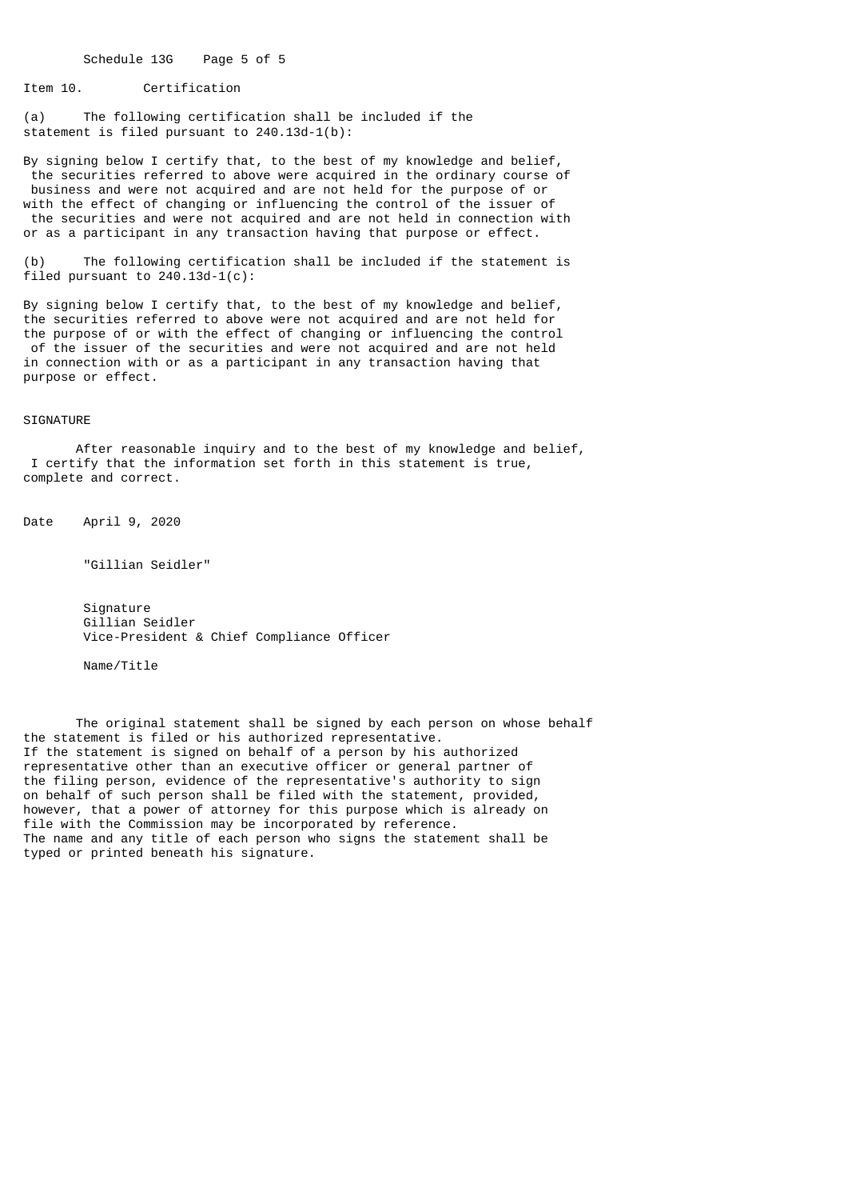Item 10. Certification

(a) The following certification shall be included if the statement is filed pursuant to 240.13d-1(b):

By signing below I certify that, to the best of my knowledge and belief, the securities referred to above were acquired in the ordinary course of business and were not acquired and are not held for the purpose of or with the effect of changing or influencing the control of the issuer of the securities and were not acquired and are not held in connection with or as a participant in any transaction having that purpose or effect.

(b) The following certification shall be included if the statement is filed pursuant to 240.13d-1(c):

By signing below I certify that, to the best of my knowledge and belief, the securities referred to above were not acquired and are not held for the purpose of or with the effect of changing or influencing the control of the issuer of the securities and were not acquired and are not held in connection with or as a participant in any transaction having that purpose or effect.

SIGNATURE

After reasonable inquiry and to the best of my knowledge and belief, I certify that the information set forth in this statement is true, complete and correct.

Date April 9, 2020

"Gillian Seidler"

Signature
Gillian Seidler
Vice-President & Chief Compliance Officer

Name/Title

The original statement shall be signed by each person on whose behalf the statement is filed or his authorized representative. If the statement is signed on behalf of a person by his authorized representative other than an executive officer or general partner of the filing person, evidence of the representative's authority to sign on behalf of such person shall be filed with the statement, provided, however, that a power of attorney for this purpose which is already on file with the Commission may be incorporated by reference. The name and any title of each person who signs the statement shall be typed or printed beneath his signature.